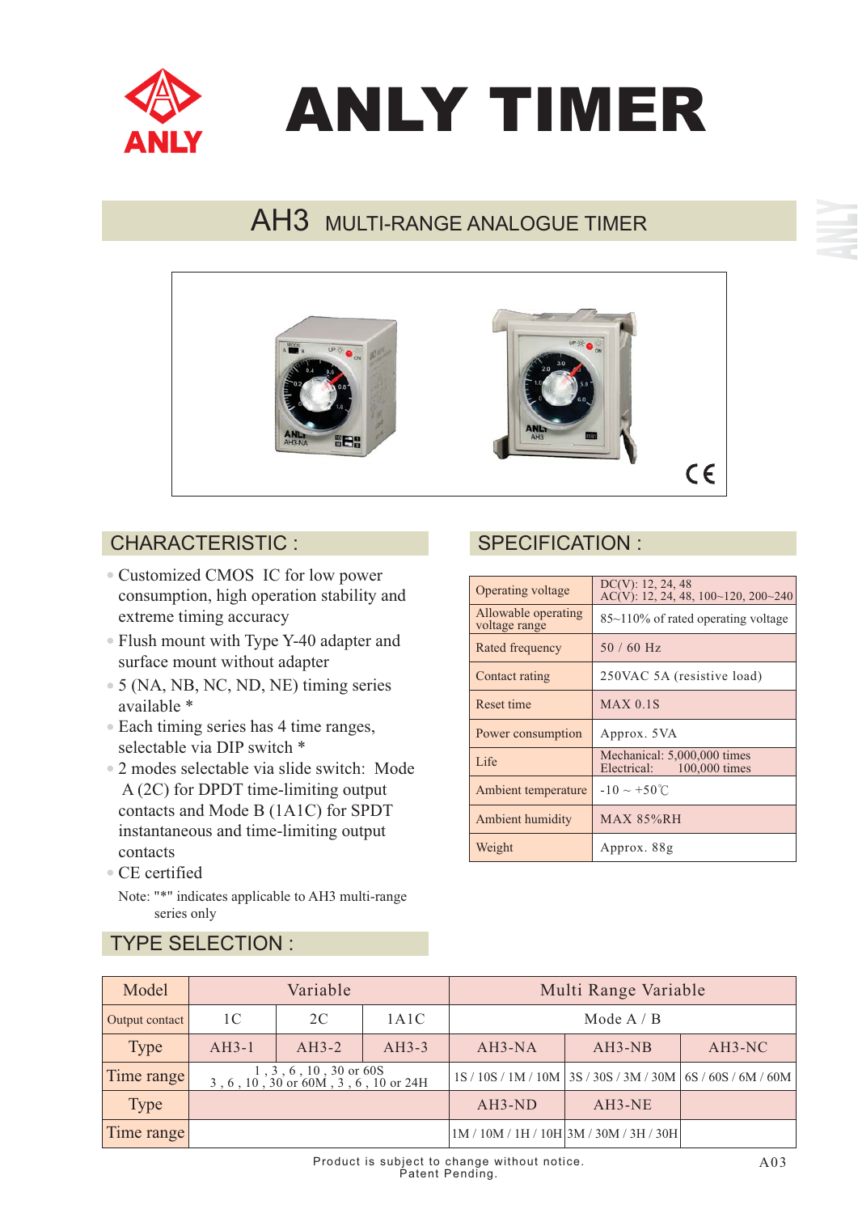# ANLY TIMER

## AH3 MULTI-RANGE ANALOGUE TIMER

## CHARACTERISTIC :

- Customized CMOS IC for low power consumption, high operation stability and extreme timing accuracy
- Flush mount with Type Y-40 adapter and surface mount without adapter
- 5 (NA, NB, NC, ND, NE) timing series available *
- Each timing series has 4 time ranges, selectable via DIP switch *
- 2 modes selectable via slide switch: Mode A (2C) for DPDT time-limiting output contacts and Mode B (1A1C) for SPDT instantaneous and time-limiting output contacts
- CE certified

Note: "*" indicates applicable to AH3 multi-range series only

## SPECIFICATION :

| | |
|---|---|
| Operating voltage | DC(V): 12, 24, 48<br>AC(V): 12, 24, 48, 100~120, 200~240 |
| Allowable operating voltage range | 85~110% of rated operating voltage |
| Rated frequency | 50 / 60 Hz |
| Contact rating | 250VAC 5A (resistive load) |
| Reset time | MAX 0.1S |
| Power consumption | Approx. 5VA |
| Life | Mechanical: 5,000,000 times<br>Electrical: 100,000 times |
| Ambient temperature | -10 ~ +50℃ |
| Ambient humidity | MAX 85%RH |
| Weight | Approx. 88g |

## TYPE SELECTION :

| Model | Variable | | | Multi Range Variable | | |
|---|---|---|---|---|---|---|
| Output contact | 1C | 2C | 1A1C | Mode A / B | | |
| Type | AH3-1 | AH3-2 | AH3-3 | AH3-NA | AH3-NB | AH3-NC |
| Time range | 1 , 3 , 6 , 10 , 30 or 60S<br>3 , 6 , 10 , 30 or 60M , 3 , 6 , 10 or 24H | | | 1S / 10S / 1M / 10M | 3S / 30S / 3M / 30M | 6S / 60S / 6M / 60M |
| Type | | | | AH3-ND | AH3-NE | |
| Time range | | | | 1M / 10M / 1H / 10H | 3M / 30M / 3H / 30H | |

Product is subject to change without notice.
Patent Pending.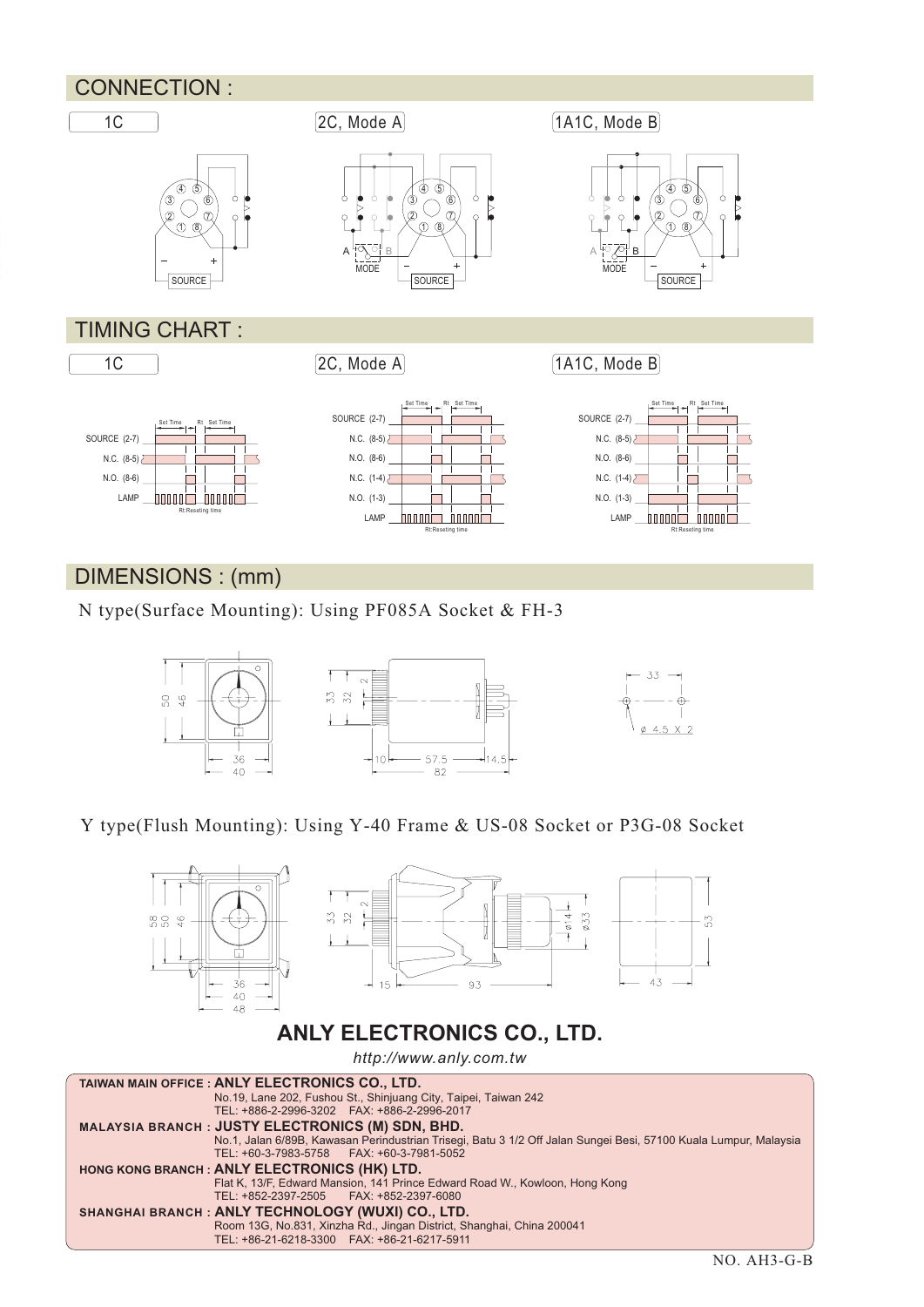## CONNECTION :

1C

2C, Mode A

1A1C, Mode B

SOURCE

A B
MODE
SOURCE

A B
MODE
SOURCE

## TIMING CHART :

1C

Set Time
Rt
Set Time
SOURCE (2-7)
N.C. (8-5)
N.O. (8-6)
LAMP
Rt:Reseting time

2C, Mode A

Set Time
Rt
Set Time
SOURCE (2-7)
N.C. (8-5)
N.O. (8-6)
N.C. (1-4)
N.O. (1-3)
LAMP
Rt:Reseting time

1A1C, Mode B

Set Time
Rt
Set Time
SOURCE (2-7)
N.C. (8-5)
N.O. (8-6)
N.C. (1-4)
N.O. (1-3)
LAMP
Rt:Reseting time

## DIMENSIONS : (mm)

N type(Surface Mounting): Using PF085A Socket & FH-3

50
46
36
40
33
32
2
10
57.5
14.5
82
33
ø 4.5 X 2

Y type(Flush Mounting): Using Y-40 Frame & US-08 Socket or P3G-08 Socket

58
50
46
36
40
48
33
32
2
15
93
ø14
ø33
53
43

# ANLY ELECTRONICS CO., LTD.

*http://www.anly.com.tw*

**TAIWAN MAIN OFFICE : ANLY ELECTRONICS CO., LTD.**
No.19, Lane 202, Fushou St., Shinjuang City, Taipei, Taiwan 242
TEL: +886-2-2996-3202 FAX: +886-2-2996-2017

**MALAYSIA BRANCH : JUSTY ELECTRONICS (M) SDN, BHD.**
No.1, Jalan 6/89B, Kawasan Perindustrian Trisegi, Batu 3 1/2 Off Jalan Sungei Besi, 57100 Kuala Lumpur, Malaysia
TEL: +60-3-7983-5758 FAX: +60-3-7981-5052

**HONG KONG BRANCH : ANLY ELECTRONICS (HK) LTD.**
Flat K, 13/F, Edward Mansion, 141 Prince Edward Road W., Kowloon, Hong Kong
TEL: +852-2397-2505 FAX: +852-2397-6080

**SHANGHAI BRANCH : ANLY TECHNOLOGY (WUXI) CO., LTD.**
Room 13G, No.831, Xinzha Rd., Jingan District, Shanghai, China 200041
TEL: +86-21-6218-3300 FAX: +86-21-6217-5911

NO. AH3-G-B